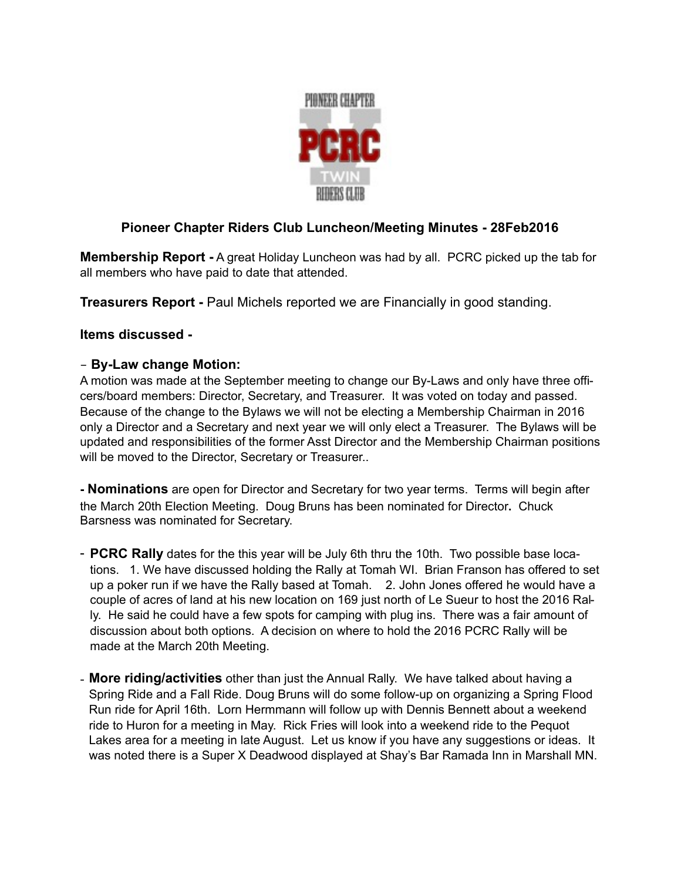# Pioneer Chapter Riders Club Luncheon/Meeting Minutes - 28Feb2016

**Membership Report -** A great Holiday Luncheon was had by all. PCRC picked up the tab for all members who have paid to date that attended.

**Treasurers Report -** Paul Michels reported we are Financially in good standing.

**Items discussed -**

- **By-Law change Motion:**

A motion was made at the September meeting to change our By-Laws and only have three officers/board members: Director, Secretary, and Treasurer. It was voted on today and passed. Because of the change to the Bylaws we will not be electing a Membership Chairman in 2016 only a Director and a Secretary and next year we will only elect a Treasurer. The Bylaws will be updated and responsibilities of the former Asst Director and the Membership Chairman positions will be moved to the Director, Secretary or Treasurer..

- **Nominations** are open for Director and Secretary for two year terms. Terms will begin after the March 20th Election Meeting. Doug Bruns has been nominated for Director**.** Chuck Barsness was nominated for Secretary.

- **PCRC Rally** dates for the this year will be July 6th thru the 10th. Two possible base locations. 1. We have discussed holding the Rally at Tomah WI. Brian Franson has offered to set up a poker run if we have the Rally based at Tomah. 2. John Jones offered he would have a couple of acres of land at his new location on 169 just north of Le Sueur to host the 2016 Rally. He said he could have a few spots for camping with plug ins. There was a fair amount of discussion about both options. A decision on where to hold the 2016 PCRC Rally will be made at the March 20th Meeting.

- **More riding/activities** other than just the Annual Rally. We have talked about having a Spring Ride and a Fall Ride. Doug Bruns will do some follow-up on organizing a Spring Flood Run ride for April 16th. Lorn Hermmann will follow up with Dennis Bennett about a weekend ride to Huron for a meeting in May. Rick Fries will look into a weekend ride to the Pequot Lakes area for a meeting in late August. Let us know if you have any suggestions or ideas. It was noted there is a Super X Deadwood displayed at Shay's Bar Ramada Inn in Marshall MN.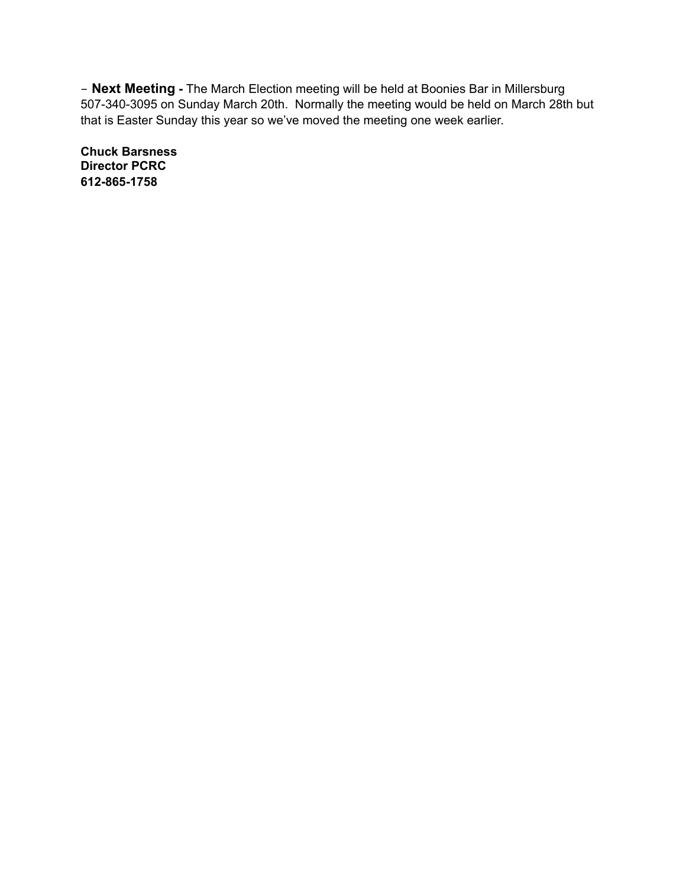- **Next Meeting -** The March Election meeting will be held at Boonies Bar in Millersburg 507-340-3095 on Sunday March 20th.  Normally the meeting would be held on March 28th but that is Easter Sunday this year so we've moved the meeting one week earlier.

**Chuck Barsness**
**Director PCRC**
**612-865-1758**